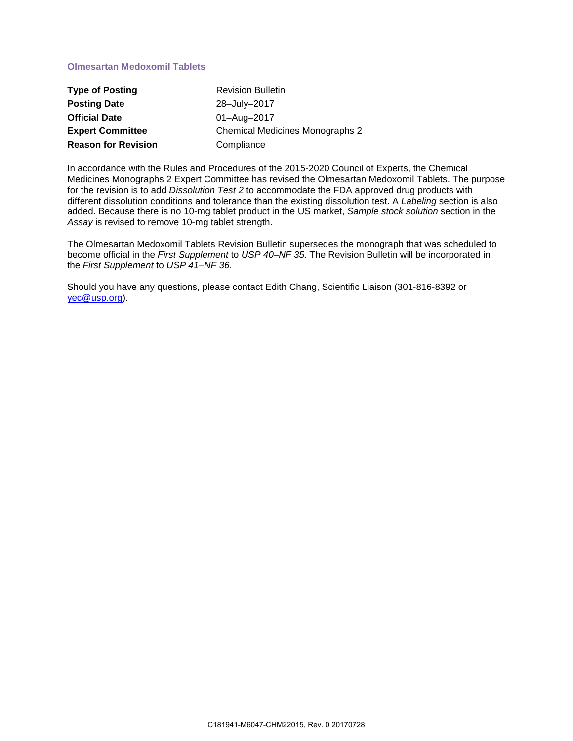## Olmesartan Medoxomil Tablets

| | |
|---|---|
| **Type of Posting** | Revision Bulletin |
| **Posting Date** | 28–July–2017 |
| **Official Date** | 01–Aug–2017 |
| **Expert Committee** | Chemical Medicines Monographs 2 |
| **Reason for Revision** | Compliance |

In accordance with the Rules and Procedures of the 2015-2020 Council of Experts, the Chemical Medicines Monographs 2 Expert Committee has revised the Olmesartan Medoxomil Tablets. The purpose for the revision is to add *Dissolution Test 2* to accommodate the FDA approved drug products with different dissolution conditions and tolerance than the existing dissolution test. A *Labeling* section is also added. Because there is no 10-mg tablet product in the US market, *Sample stock solution* section in the *Assay* is revised to remove 10-mg tablet strength.

The Olmesartan Medoxomil Tablets Revision Bulletin supersedes the monograph that was scheduled to become official in the *First Supplement* to *USP 40–NF 35*. The Revision Bulletin will be incorporated in the *First Supplement* to *USP 41–NF 36*.

Should you have any questions, please contact Edith Chang, Scientific Liaison (301-816-8392 or yec@usp.org).

C181941-M6047-CHM22015, Rev. 0 20170728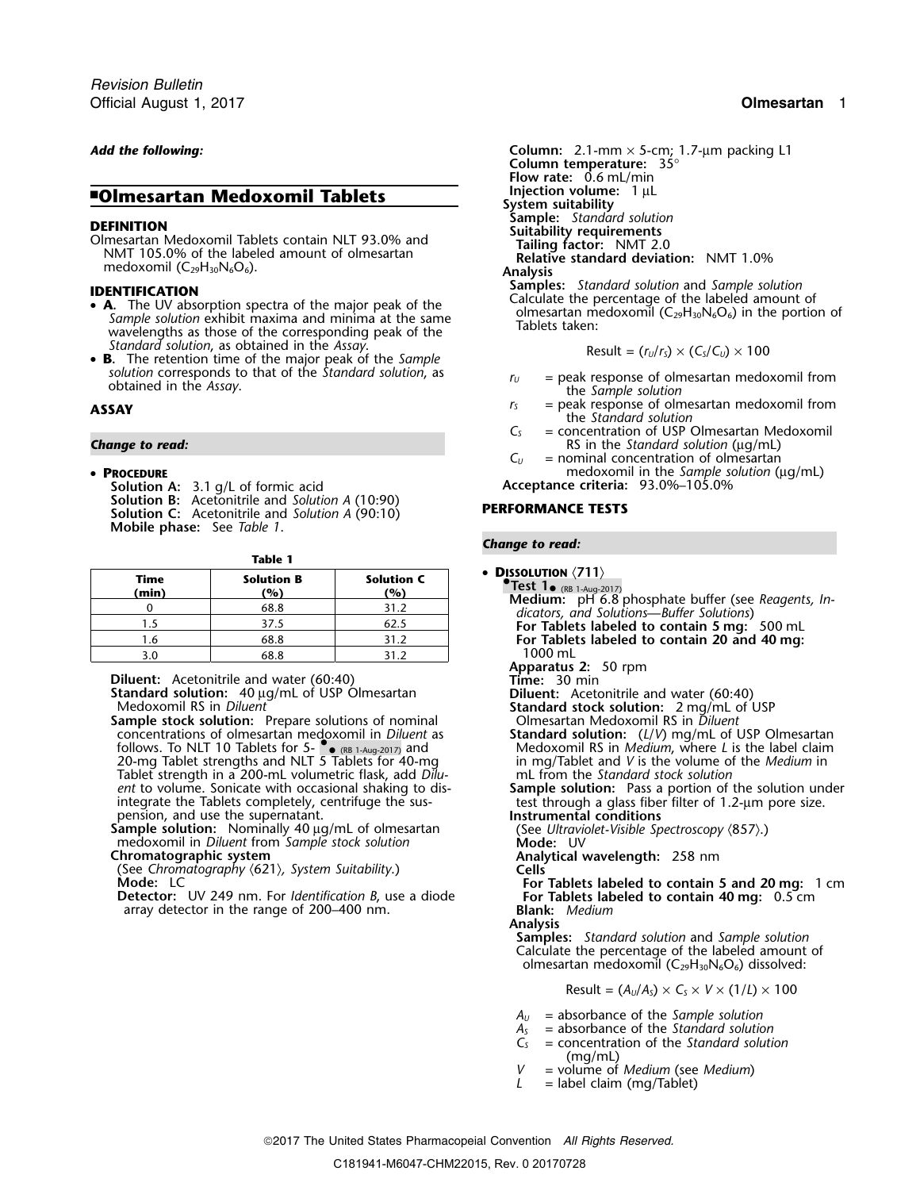*Add the following:*

## ■Olmesartan Medoxomil Tablets

**DEFINITION**

Olmesartan Medoxomil Tablets contain NLT 93.0% and NMT 105.0% of the labeled amount of olmesartan medoxomil ($C_{29}H_{30}N_6O_6$).

**IDENTIFICATION**

- **A.** The UV absorption spectra of the major peak of the *Sample solution* exhibit maxima and minima at the same wavelengths as those of the corresponding peak of the *Standard solution*, as obtained in the *Assay*.
- **B.** The retention time of the major peak of the *Sample solution* corresponds to that of the *Standard solution*, as obtained in the *Assay*.

**ASSAY**

*Change to read:*

- **PROCEDURE**

**Solution A:** 3.1 g/L of formic acid
**Solution B:** Acetonitrile and *Solution A* (10:90)
**Solution C:** Acetonitrile and *Solution A* (90:10)
**Mobile phase:** See *Table 1*.

**Table 1**

| Time (min) | Solution B (%) | Solution C (%) |
|---|---|---|
| 0 | 68.8 | 31.2 |
| 1.5 | 37.5 | 62.5 |
| 1.6 | 68.8 | 31.2 |
| 3.0 | 68.8 | 31.2 |

**Diluent:** Acetonitrile and water (60:40)
**Standard solution:** 40 µg/mL of USP Olmesartan Medoxomil RS in *Diluent*
**Sample stock solution:** Prepare solutions of nominal concentrations of olmesartan medoxomil in *Diluent* as follows. To NLT 10 Tablets for 5- •• (RB 1-Aug-2017) and 20-mg Tablet strengths and NLT 5 Tablets for 40-mg Tablet strength in a 200-mL volumetric flask, add *Diluent* to volume. Sonicate with occasional shaking to disintegrate the Tablets completely, centrifuge the suspension, and use the supernatant.
**Sample solution:** Nominally 40 µg/mL of olmesartan medoxomil in *Diluent* from *Sample stock solution*
**Chromatographic system**
(See *Chromatography* ⟨621⟩, *System Suitability*.)
**Mode:** LC
**Detector:** UV 249 nm. For *Identification B*, use a diode array detector in the range of 200–400 nm.
**Column:** 2.1-mm × 5-cm; 1.7-µm packing L1
**Column temperature:** 35°
**Flow rate:** 0.6 mL/min
**Injection volume:** 1 µL
**System suitability**
**Sample:** *Standard solution*
**Suitability requirements**
**Tailing factor:** NMT 2.0
**Relative standard deviation:** NMT 1.0%
**Analysis**
**Samples:** *Standard solution* and *Sample solution*
Calculate the percentage of the labeled amount of olmesartan medoxomil ($C_{29}H_{30}N_6O_6$) in the portion of Tablets taken:

$$\text{Result} = (r_U/r_S) \times (C_S/C_U) \times 100$$

$r_U$ = peak response of olmesartan medoxomil from the *Sample solution*
$r_S$ = peak response of olmesartan medoxomil from the *Standard solution*
$C_S$ = concentration of USP Olmesartan Medoxomil RS in the *Standard solution* (µg/mL)
$C_U$ = nominal concentration of olmesartan medoxomil in the *Sample solution* (µg/mL)

**Acceptance criteria:** 93.0%–105.0%

**PERFORMANCE TESTS**

*Change to read:*

- **DISSOLUTION** ⟨711⟩

•**Test 1**• (RB 1-Aug-2017)
**Medium:** pH 6.8 phosphate buffer (see *Reagents, Indicators, and Solutions—Buffer Solutions*)
**For Tablets labeled to contain 5 mg:** 500 mL
**For Tablets labeled to contain 20 and 40 mg:** 1000 mL
**Apparatus 2:** 50 rpm
**Time:** 30 min
**Diluent:** Acetonitrile and water (60:40)
**Standard stock solution:** 2 mg/mL of USP Olmesartan Medoxomil RS in *Diluent*
**Standard solution:** ($L/V$) mg/mL of USP Olmesartan Medoxomil RS in *Medium*, where $L$ is the label claim in mg/Tablet and $V$ is the volume of the *Medium* in mL from the *Standard stock solution*
**Sample solution:** Pass a portion of the solution under test through a glass fiber filter of 1.2-µm pore size.
**Instrumental conditions**
(See *Ultraviolet-Visible Spectroscopy* ⟨857⟩.)
**Mode:** UV
**Analytical wavelength:** 258 nm
**Cells**
**For Tablets labeled to contain 5 and 20 mg:** 1 cm
**For Tablets labeled to contain 40 mg:** 0.5 cm
**Blank:** *Medium*
**Analysis**
**Samples:** *Standard solution* and *Sample solution*
Calculate the percentage of the labeled amount of olmesartan medoxomil ($C_{29}H_{30}N_6O_6$) dissolved:

$$\text{Result} = (A_U/A_S) \times C_S \times V \times (1/L) \times 100$$

$A_U$ = absorbance of the *Sample solution*
$A_S$ = absorbance of the *Standard solution*
$C_S$ = concentration of the *Standard solution* (mg/mL)
$V$ = volume of *Medium* (see *Medium*)
$L$ = label claim (mg/Tablet)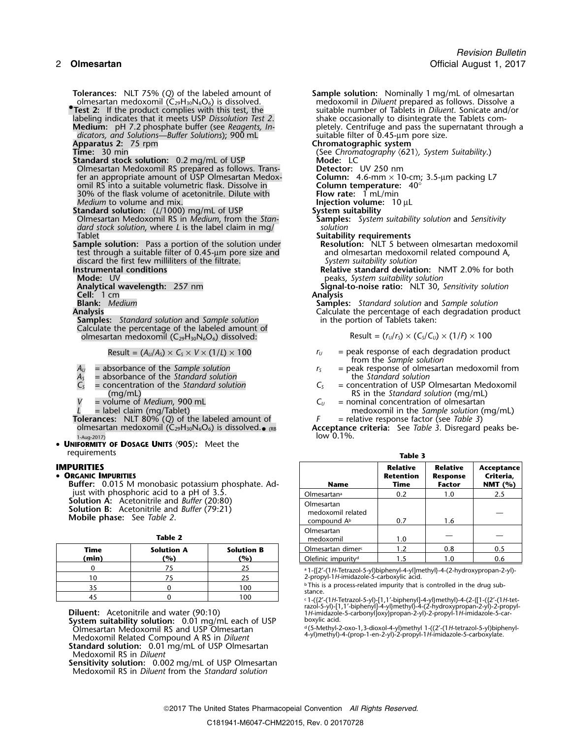**Tolerances:** NLT 75% (*Q*) of the labeled amount of olmesartan medoxomil ($C_{29}H_{30}N_6O_6$) is dissolved.

•**Test 2:** If the product complies with this test, the labeling indicates that it meets USP *Dissolution Test 2*.

**Medium:** pH 7.2 phosphate buffer (see *Reagents, Indicators, and Solutions—Buffer Solutions*); 900 mL

**Apparatus 2:** 75 rpm

**Time:** 30 min

**Standard stock solution:** 0.2 mg/mL of USP Olmesartan Medoxomil RS prepared as follows. Transfer an appropriate amount of USP Olmesartan Medoxomil RS into a suitable volumetric flask. Dissolve in 30% of the flask volume of acetonitrile. Dilute with *Medium* to volume and mix.

**Standard solution:** (*L*/1000) mg/mL of USP Olmesartan Medoxomil RS in *Medium*, from the *Standard stock solution*, where *L* is the label claim in mg/Tablet

**Sample solution:** Pass a portion of the solution under test through a suitable filter of 0.45-µm pore size and discard the first few milliliters of the filtrate.

**Instrumental conditions**

**Mode:** UV

**Analytical wavelength:** 257 nm

**Cell:** 1 cm

**Blank:** *Medium*

**Analysis**

**Samples:** *Standard solution* and *Sample solution*

Calculate the percentage of the labeled amount of olmesartan medoxomil ($C_{29}H_{30}N_6O_6$) dissolved:

$$\text{Result} = (A_U/A_S) \times C_S \times V \times (1/L) \times 100$$

$A_U$ = absorbance of the *Sample solution*
$A_S$ = absorbance of the *Standard solution*
$C_S$ = concentration of the *Standard solution* (mg/mL)
$V$ = volume of *Medium*, 900 mL
$L$ = label claim (mg/Tablet)

**Tolerances:** NLT 80% (*Q*) of the labeled amount of olmesartan medoxomil ($C_{29}H_{30}N_6O_6$) is dissolved.• (RB 1-Aug-2017)

- **Uniformity of Dosage Units** ⟨905⟩: Meet the requirements

## IMPURITIES

- **Organic Impurities**

**Buffer:** 0.015 M monobasic potassium phosphate. Adjust with phosphoric acid to a pH of 3.5.

**Solution A:** Acetonitrile and *Buffer* (20:80)

**Solution B:** Acetonitrile and *Buffer* (79:21)

**Mobile phase:** See *Table 2*.

**Table 2**

| Time (min) | Solution A (%) | Solution B (%) |
|---|---|---|
| 0 | 75 | 25 |
| 10 | 75 | 25 |
| 35 | 0 | 100 |
| 45 | 0 | 100 |

**Diluent:** Acetonitrile and water (90:10)

**System suitability solution:** 0.01 mg/mL each of USP Olmesartan Medoxomil RS and USP Olmesartan Medoxomil Related Compound A RS in *Diluent*

**Standard solution:** 0.01 mg/mL of USP Olmesartan Medoxomil RS in *Diluent*

**Sensitivity solution:** 0.002 mg/mL of USP Olmesartan Medoxomil RS in *Diluent* from the *Standard solution*

**Sample solution:** Nominally 1 mg/mL of olmesartan medoxomil in *Diluent* prepared as follows. Dissolve a suitable number of Tablets in *Diluent*. Sonicate and/or shake occasionally to disintegrate the Tablets completely. Centrifuge and pass the supernatant through a suitable filter of 0.45-µm pore size.

**Chromatographic system**

(See *Chromatography* ⟨621⟩, *System Suitability*.)

**Mode:** LC

**Detector:** UV 250 nm

**Column:** 4.6-mm × 10-cm; 3.5-µm packing L7

**Column temperature:** 40°

**Flow rate:** 1 mL/min

**Injection volume:** 10 µL

**System suitability**

**Samples:** *System suitability solution* and *Sensitivity solution*

**Suitability requirements**

**Resolution:** NLT 5 between olmesartan medoxomil and olmesartan medoxomil related compound A, *System suitability solution*

**Relative standard deviation:** NMT 2.0% for both peaks, *System suitability solution*

**Signal-to-noise ratio:** NLT 30, *Sensitivity solution*

**Analysis**

**Samples:** *Standard solution* and *Sample solution*

Calculate the percentage of each degradation product in the portion of Tablets taken:

$$\text{Result} = (r_U/r_S) \times (C_S/C_U) \times (1/F) \times 100$$

$r_U$ = peak response of each degradation product from the *Sample solution*
$r_S$ = peak response of olmesartan medoxomil from the *Standard solution*
$C_S$ = concentration of USP Olmesartan Medoxomil RS in the *Standard solution* (mg/mL)
$C_U$ = nominal concentration of olmesartan medoxomil in the *Sample solution* (mg/mL)
$F$ = relative response factor (see *Table 3*)

**Acceptance criteria:** See *Table 3*. Disregard peaks below 0.1%.

**Table 3**

| Name | Relative Retention Time | Relative Response Factor | Acceptance Criteria, NMT (%) |
|---|---|---|---|
| Olmesartan[a] | 0.2 | 1.0 | 2.5 |
| Olmesartan medoxomil related compound A[b] | 0.7 | 1.6 | — |
| Olmesartan medoxomil | 1.0 | — | — |
| Olmesartan dimer[c] | 1.2 | 0.8 | 0.5 |
| Olefinic impurity[d] | 1.5 | 1.0 | 0.6 |

[a] 1-{[2′-(1*H*-Tetrazol-5-yl)biphenyl-4-yl]methyl}-4-(2-hydroxypropan-2-yl)-2-propyl-1*H*-imidazole-5-carboxylic acid.

[b] This is a process-related impurity that is controlled in the drug substance.

[c] 1-({2′-(1*H*-Tetrazol-5-yl)-[1,1′-biphenyl]-4-yl}methyl)-4-(2-{[1-({2′-(1*H*-tetrazol-5-yl)-[1,1′-biphenyl]-4-yl}methyl)-4-(2-hydroxypropan-2-yl)-2-propyl-1*H*-imidazole-5-carbonyl]oxy}propan-2-yl)-2-propyl-1*H*-imidazole-5-carboxylic acid.

[d] (5-Methyl-2-oxo-1,3-dioxol-4-yl)methyl 1-((2′-(1*H*-tetrazol-5-yl)biphenyl-4-yl)methyl)-4-(prop-1-en-2-yl)-2-propyl-1*H*-imidazole-5-carboxylate.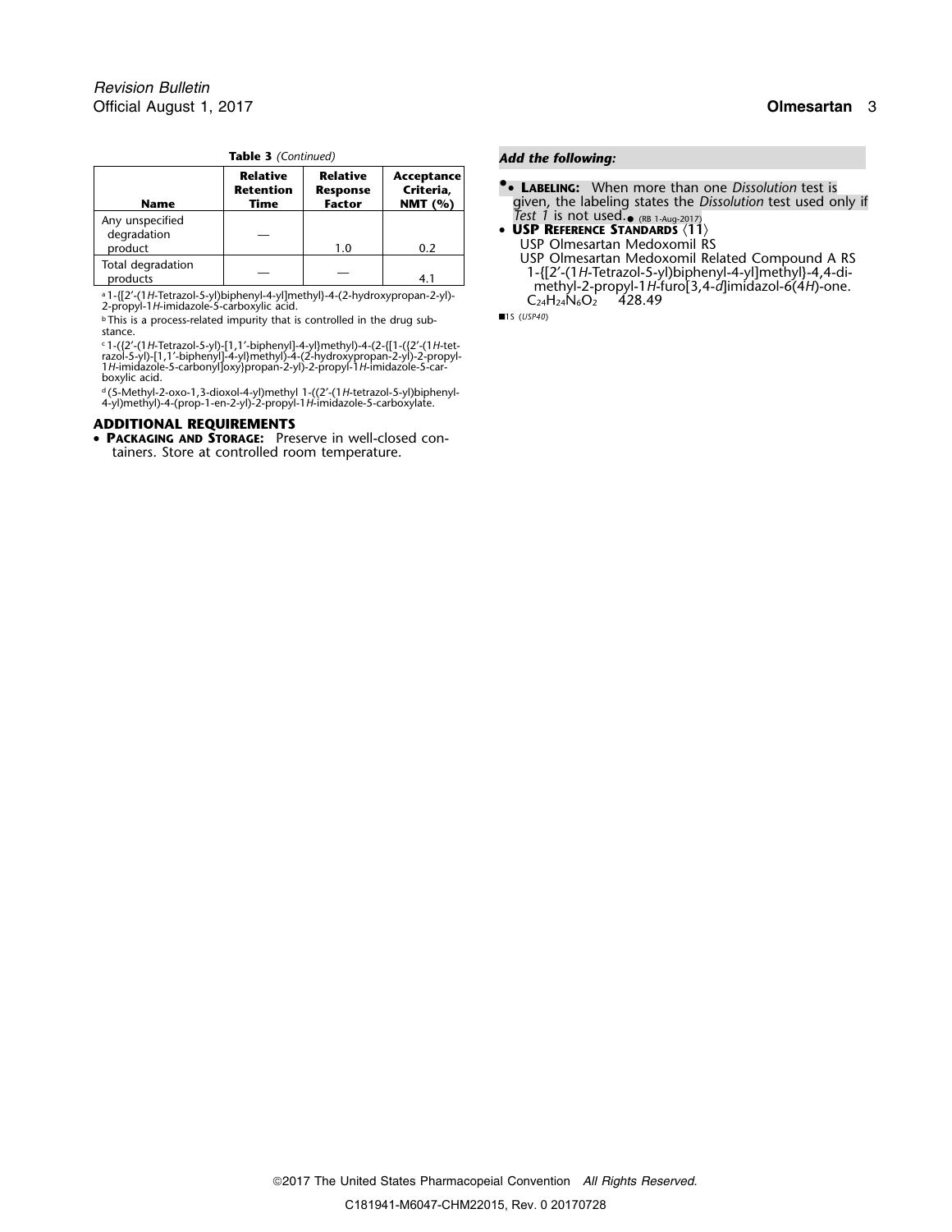**Table 3** *(Continued)*

| Name | Relative Retention Time | Relative Response Factor | Acceptance Criteria, NMT (%) |
|---|---|---|---|
| Any unspecified degradation product | — | 1.0 | 0.2 |
| Total degradation products | — | — | 4.1 |

[a] 1-{[2′-(1*H*-Tetrazol-5-yl)biphenyl-4-yl]methyl}-4-(2-hydroxypropan-2-yl)-2-propyl-1*H*-imidazole-5-carboxylic acid.

[b] This is a process-related impurity that is controlled in the drug substance.

[c] 1-({2′-(1*H*-Tetrazol-5-yl)-[1,1′-biphenyl]-4-yl}methyl)-4-(2-{[1-({2′-(1*H*-tetrazol-5-yl)-[1,1′-biphenyl]-4-yl}methyl)-4-(2-hydroxypropan-2-yl)-2-propyl-1*H*-imidazole-5-carbonyl]oxy}propan-2-yl)-2-propyl-1*H*-imidazole-5-carboxylic acid.

[d] (5-Methyl-2-oxo-1,3-dioxol-4-yl)methyl 1-((2′-(1*H*-tetrazol-5-yl)biphenyl-4-yl)methyl)-4-(prop-1-en-2-yl)-2-propyl-1*H*-imidazole-5-carboxylate.

## ADDITIONAL REQUIREMENTS

- **PACKAGING AND STORAGE:** Preserve in well-closed containers. Store at controlled room temperature.

***Add the following:***

- ●**LABELING:** When more than one *Dissolution* test is given, the labeling states the *Dissolution* test used only if *Test 1* is not used.● (RB 1-Aug-2017)
- **USP REFERENCE STANDARDS** ⟨11⟩
  USP Olmesartan Medoxomil RS
  USP Olmesartan Medoxomil Related Compound A RS
  1-{[2′-(1*H*-Tetrazol-5-yl)biphenyl-4-yl]methyl}-4,4-dimethyl-2-propyl-1*H*-furo[3,4-*d*]imidazol-6(4*H*)-one.
  $C_{24}H_{24}N_6O_2$ 428.49

■1S (USP40)